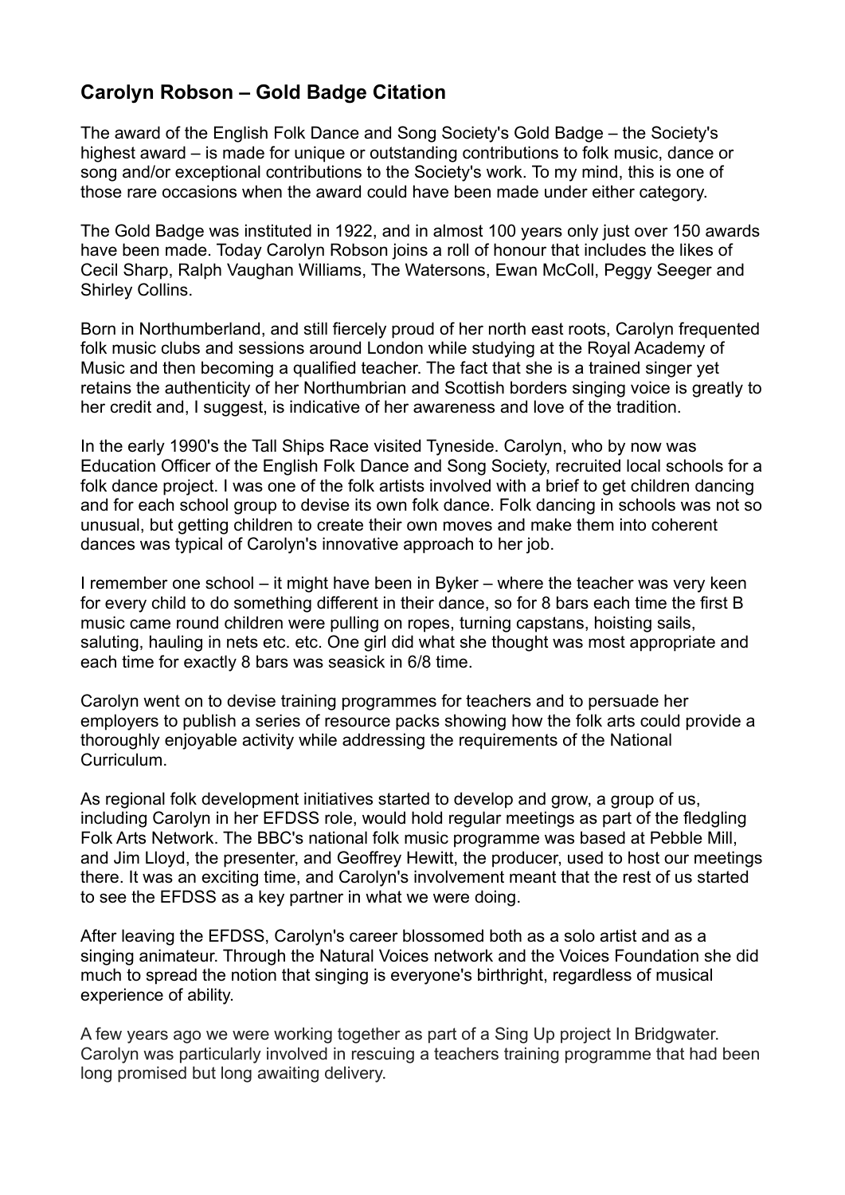## Carolyn Robson – Gold Badge Citation

The award of the English Folk Dance and Song Society's Gold Badge – the Society's highest award – is made for unique or outstanding contributions to folk music, dance or song and/or exceptional contributions to the Society's work. To my mind, this is one of those rare occasions when the award could have been made under either category.

The Gold Badge was instituted in 1922, and in almost 100 years only just over 150 awards have been made. Today Carolyn Robson joins a roll of honour that includes the likes of Cecil Sharp, Ralph Vaughan Williams, The Watersons, Ewan McColl, Peggy Seeger and Shirley Collins.

Born in Northumberland, and still fiercely proud of her north east roots, Carolyn frequented folk music clubs and sessions around London while studying at the Royal Academy of Music and then becoming a qualified teacher. The fact that she is a trained singer yet retains the authenticity of her Northumbrian and Scottish borders singing voice is greatly to her credit and, I suggest, is indicative of her awareness and love of the tradition.

In the early 1990's the Tall Ships Race visited Tyneside. Carolyn, who by now was Education Officer of the English Folk Dance and Song Society, recruited local schools for a folk dance project. I was one of the folk artists involved with a brief to get children dancing and for each school group to devise its own folk dance. Folk dancing in schools was not so unusual, but getting children to create their own moves and make them into coherent dances was typical of Carolyn's innovative approach to her job.

I remember one school – it might have been in Byker – where the teacher was very keen for every child to do something different in their dance, so for 8 bars each time the first B music came round children were pulling on ropes, turning capstans, hoisting sails, saluting, hauling in nets etc. etc. One girl did what she thought was most appropriate and each time for exactly 8 bars was seasick in 6/8 time.

Carolyn went on to devise training programmes for teachers and to persuade her employers to publish a series of resource packs showing how the folk arts could provide a thoroughly enjoyable activity while addressing the requirements of the National Curriculum.

As regional folk development initiatives started to develop and grow, a group of us, including Carolyn in her EFDSS role, would hold regular meetings as part of the fledgling Folk Arts Network. The BBC's national folk music programme was based at Pebble Mill, and Jim Lloyd, the presenter, and Geoffrey Hewitt, the producer, used to host our meetings there. It was an exciting time, and Carolyn's involvement meant that the rest of us started to see the EFDSS as a key partner in what we were doing.

After leaving the EFDSS, Carolyn's career blossomed both as a solo artist and as a singing animateur. Through the Natural Voices network and the Voices Foundation she did much to spread the notion that singing is everyone's birthright, regardless of musical experience of ability.

A few years ago we were working together as part of a Sing Up project In Bridgwater. Carolyn was particularly involved in rescuing a teachers training programme that had been long promised but long awaiting delivery.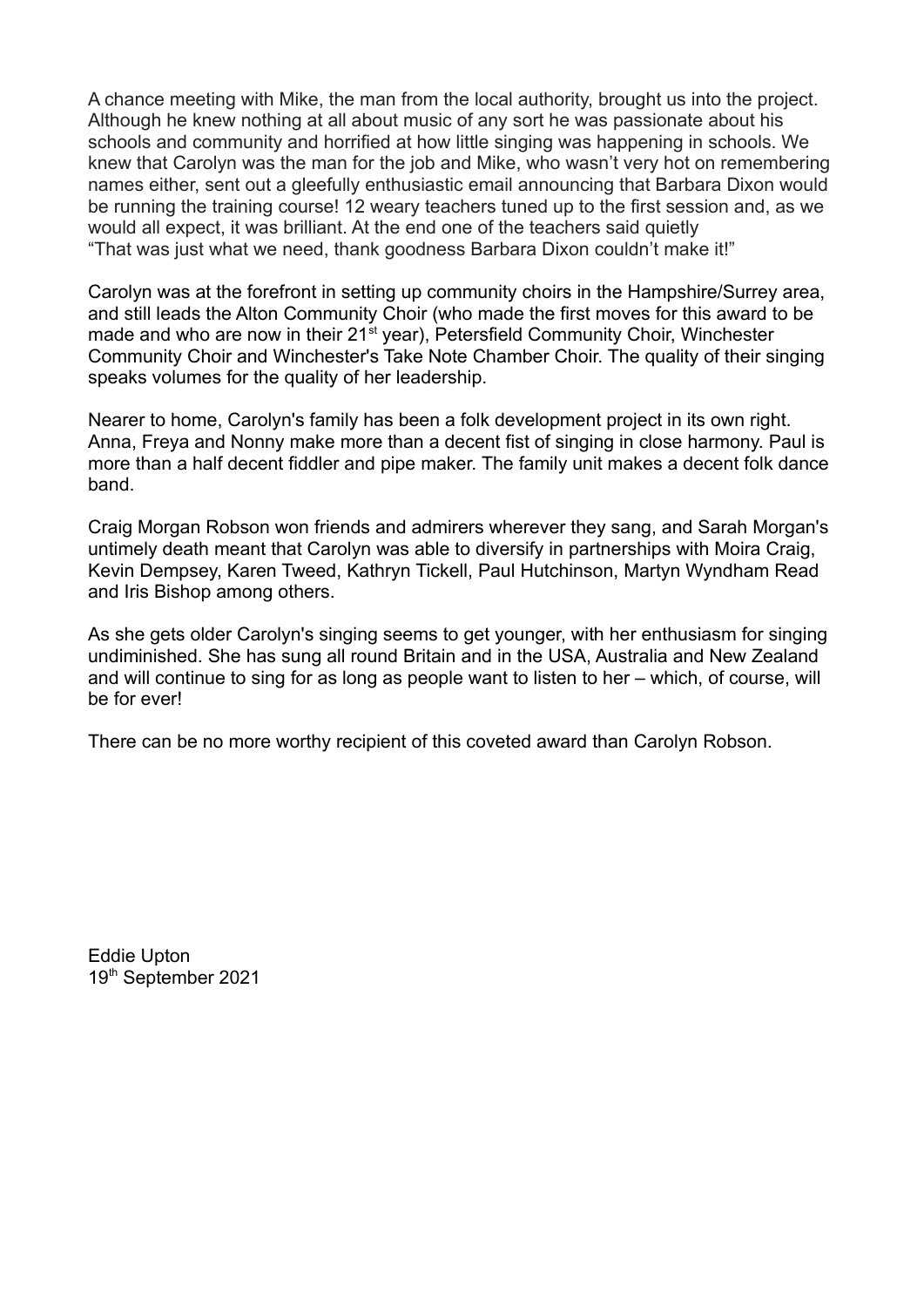A chance meeting with Mike, the man from the local authority, brought us into the project. Although he knew nothing at all about music of any sort he was passionate about his schools and community and horrified at how little singing was happening in schools. We knew that Carolyn was the man for the job and Mike, who wasn't very hot on remembering names either, sent out a gleefully enthusiastic email announcing that Barbara Dixon would be running the training course! 12 weary teachers tuned up to the first session and, as we would all expect, it was brilliant. At the end one of the teachers said quietly "That was just what we need, thank goodness Barbara Dixon couldn't make it!"

Carolyn was at the forefront in setting up community choirs in the Hampshire/Surrey area, and still leads the Alton Community Choir (who made the first moves for this award to be made and who are now in their 21st year), Petersfield Community Choir, Winchester Community Choir and Winchester's Take Note Chamber Choir. The quality of their singing speaks volumes for the quality of her leadership.

Nearer to home, Carolyn's family has been a folk development project in its own right. Anna, Freya and Nonny make more than a decent fist of singing in close harmony. Paul is more than a half decent fiddler and pipe maker. The family unit makes a decent folk dance band.

Craig Morgan Robson won friends and admirers wherever they sang, and Sarah Morgan's untimely death meant that Carolyn was able to diversify in partnerships with Moira Craig, Kevin Dempsey, Karen Tweed, Kathryn Tickell, Paul Hutchinson, Martyn Wyndham Read and Iris Bishop among others.

As she gets older Carolyn's singing seems to get younger, with her enthusiasm for singing undiminished. She has sung all round Britain and in the USA, Australia and New Zealand and will continue to sing for as long as people want to listen to her – which, of course, will be for ever!

There can be no more worthy recipient of this coveted award than Carolyn Robson.

Eddie Upton
19th September 2021